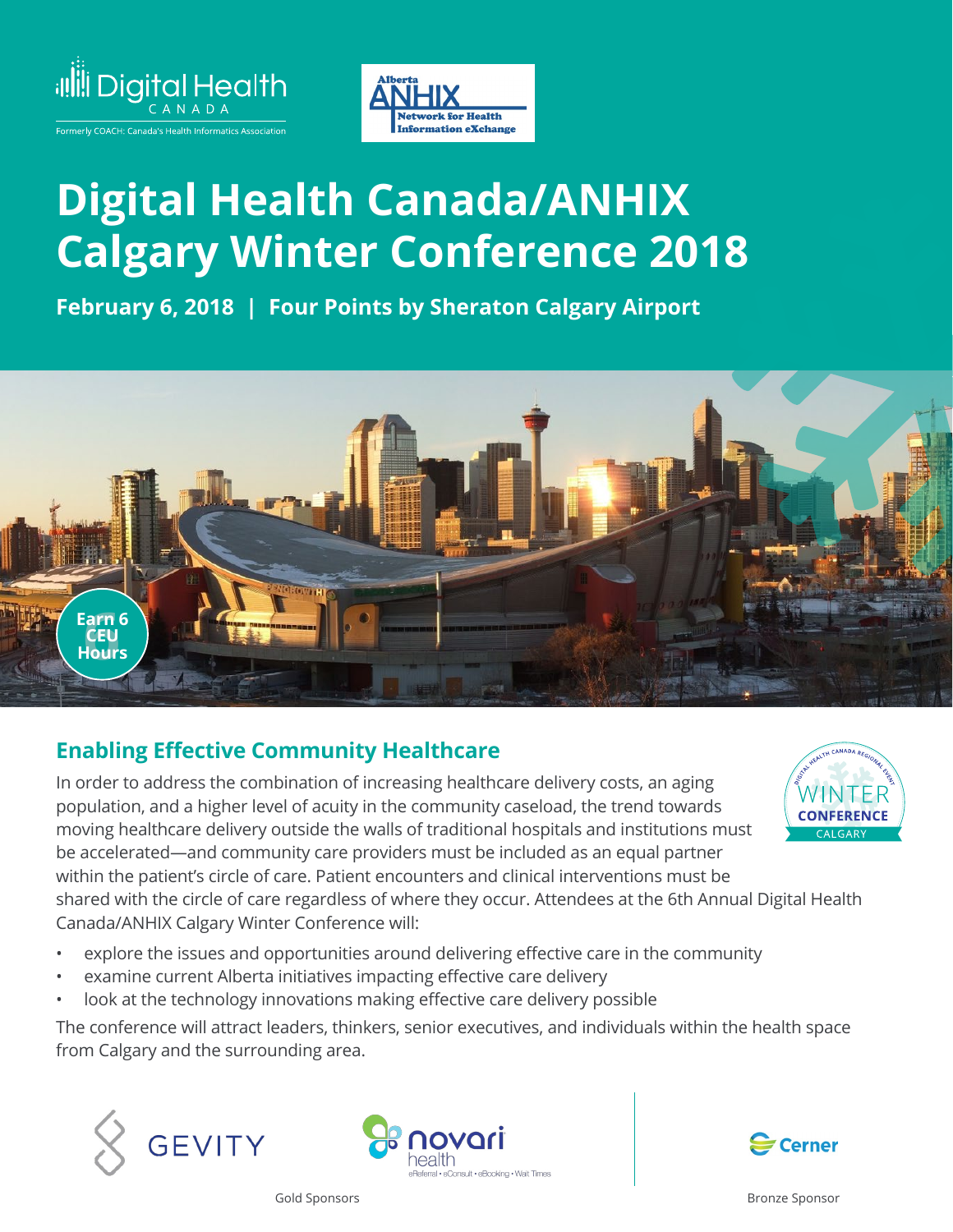Digital Health CANADA

Formerly COACH: Canada's Health Informatics Association

Alberta ANHIX Network for Health Information eXchange

# Digital Health Canada/ANHIX Calgary Winter Conference 2018

**February 6, 2018 | Four Points by Sheraton Calgary Airport**

Earn 6 CEU Hours

## Enabling Effective Community Healthcare

Digital Health Canada Regional Event WINTER CONFERENCE CALGARY

In order to address the combination of increasing healthcare delivery costs, an aging population, and a higher level of acuity in the community caseload, the trend towards moving healthcare delivery outside the walls of traditional hospitals and institutions must be accelerated—and community care providers must be included as an equal partner within the patient's circle of care. Patient encounters and clinical interventions must be shared with the circle of care regardless of where they occur. Attendees at the 6th Annual Digital Health Canada/ANHIX Calgary Winter Conference will:

- explore the issues and opportunities around delivering effective care in the community
- examine current Alberta initiatives impacting effective care delivery
- look at the technology innovations making effective care delivery possible

The conference will attract leaders, thinkers, senior executives, and individuals within the health space from Calgary and the surrounding area.

GEVITY

novari health eReferral • eConsult • eBooking • Wait Times

Gold Sponsors

Cerner

Bronze Sponsor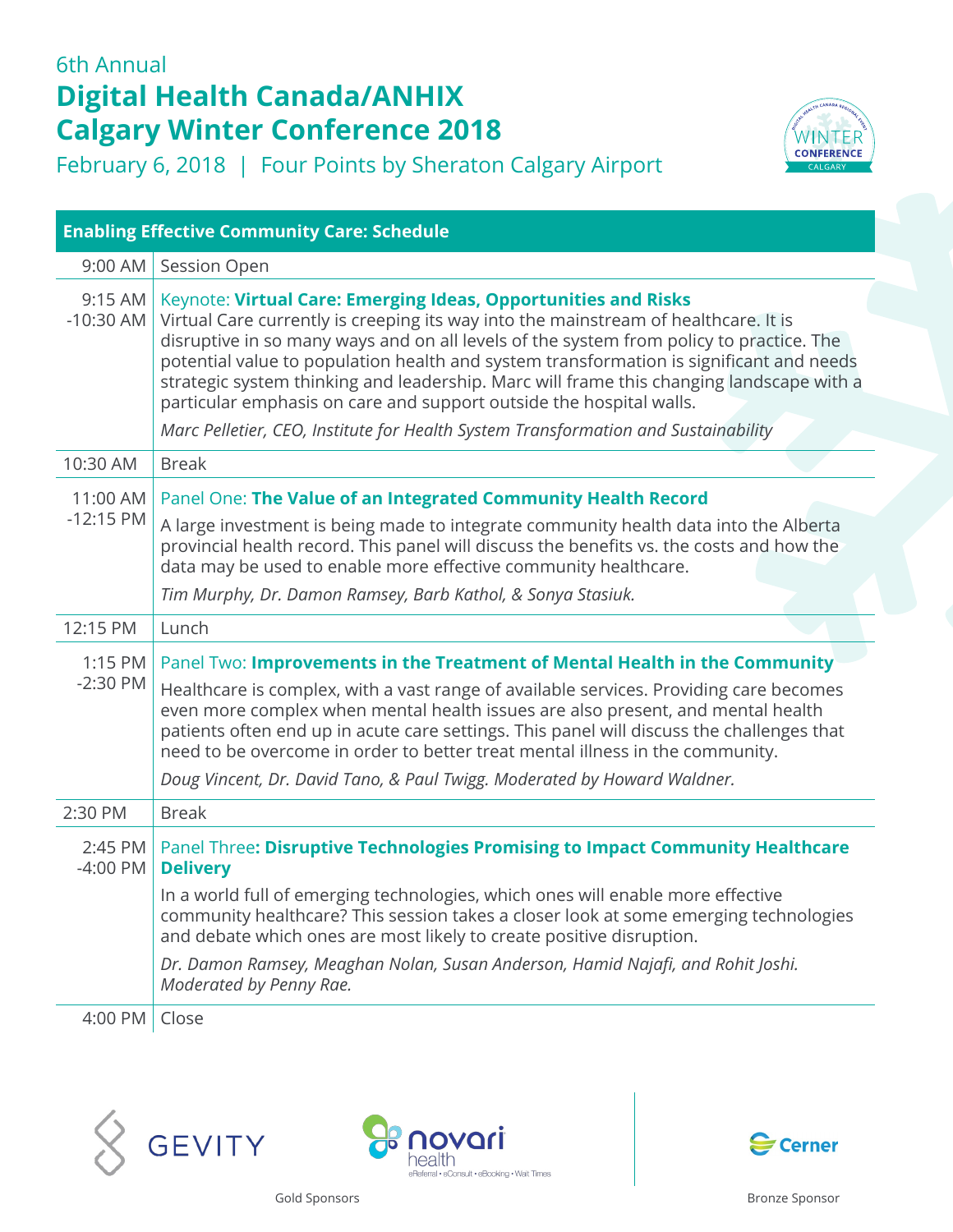6th Annual

# Digital Health Canada/ANHIX Calgary Winter Conference 2018

February 6, 2018 | Four Points by Sheraton Calgary Airport

## Enabling Effective Community Care: Schedule

| Time | Session |
|---|---|
| 9:00 AM | Session Open |
| 9:15 AM -10:30 AM | Keynote: **Virtual Care: Emerging Ideas, Opportunities and Risks**<br>Virtual Care currently is creeping its way into the mainstream of healthcare. It is disruptive in so many ways and on all levels of the system from policy to practice. The potential value to population health and system transformation is significant and needs strategic system thinking and leadership. Marc will frame this changing landscape with a particular emphasis on care and support outside the hospital walls.<br>*Marc Pelletier, CEO, Institute for Health System Transformation and Sustainability* |
| 10:30 AM | Break |
| 11:00 AM -12:15 PM | Panel One: **The Value of an Integrated Community Health Record**<br>A large investment is being made to integrate community health data into the Alberta provincial health record. This panel will discuss the benefits vs. the costs and how the data may be used to enable more effective community healthcare.<br>*Tim Murphy, Dr. Damon Ramsey, Barb Kathol, & Sonya Stasiuk.* |
| 12:15 PM | Lunch |
| 1:15 PM -2:30 PM | Panel Two: **Improvements in the Treatment of Mental Health in the Community**<br>Healthcare is complex, with a vast range of available services. Providing care becomes even more complex when mental health issues are also present, and mental health patients often end up in acute care settings. This panel will discuss the challenges that need to be overcome in order to better treat mental illness in the community.<br>*Doug Vincent, Dr. David Tano, & Paul Twigg. Moderated by Howard Waldner.* |
| 2:30 PM | Break |
| 2:45 PM -4:00 PM | Panel Three**: Disruptive Technologies Promising to Impact Community Healthcare Delivery**<br>In a world full of emerging technologies, which ones will enable more effective community healthcare? This session takes a closer look at some emerging technologies and debate which ones are most likely to create positive disruption.<br>*Dr. Damon Ramsey, Meaghan Nolan, Susan Anderson, Hamid Najafi, and Rohit Joshi. Moderated by Penny Rae.* |
| 4:00 PM | Close |

GEVITY | novari health (eReferral • eConsult • eBooking • Wait Times)

Gold Sponsors

Cerner

Bronze Sponsor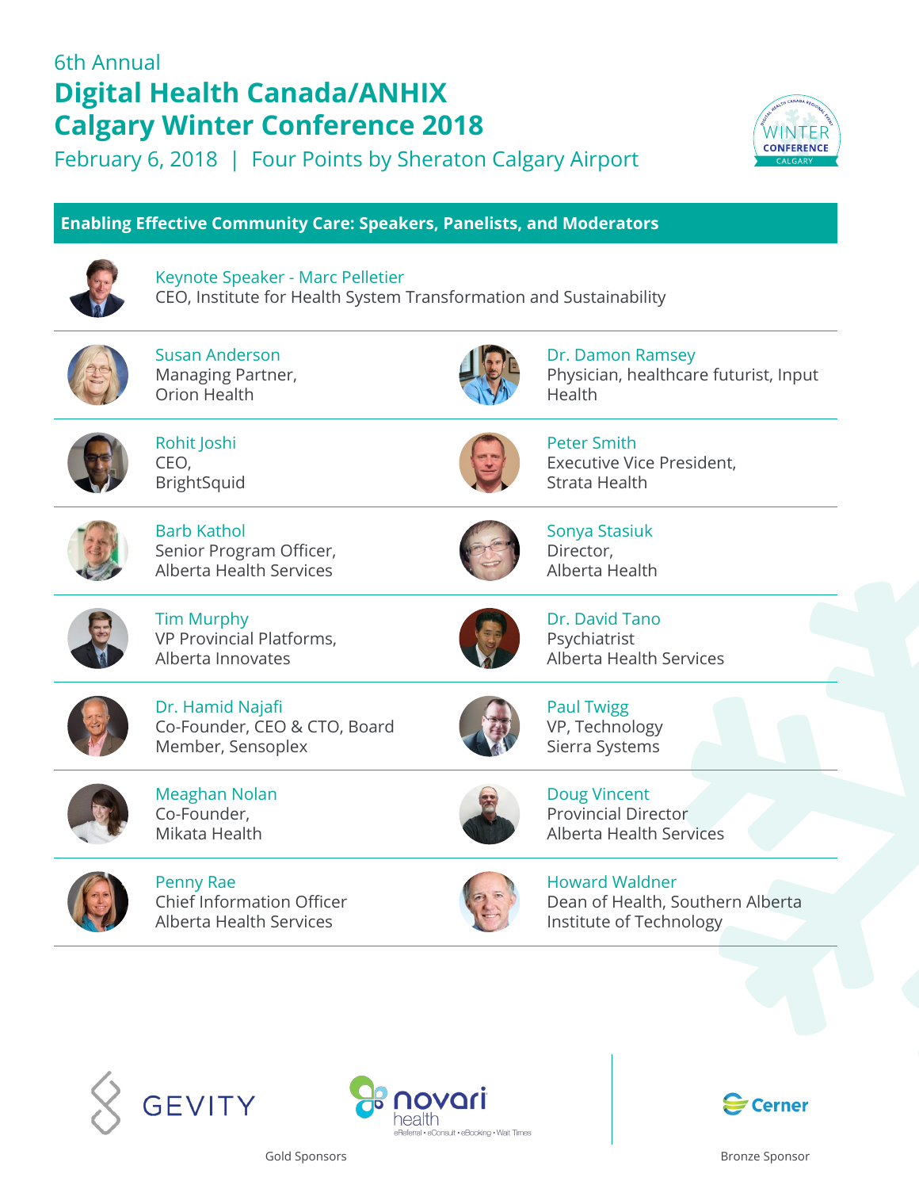6th Annual

# Digital Health Canada/ANHIX Calgary Winter Conference 2018

February 6, 2018 | Four Points by Sheraton Calgary Airport

## Enabling Effective Community Care: Speakers, Panelists, and Moderators

**Keynote Speaker - Marc Pelletier**
CEO, Institute for Health System Transformation and Sustainability

**Susan Anderson**
Managing Partner, Orion Health

**Dr. Damon Ramsey**
Physician, healthcare futurist, Input Health

**Rohit Joshi**
CEO, BrightSquid

**Peter Smith**
Executive Vice President, Strata Health

**Barb Kathol**
Senior Program Officer, Alberta Health Services

**Sonya Stasiuk**
Director, Alberta Health

**Tim Murphy**
VP Provincial Platforms, Alberta Innovates

**Dr. David Tano**
Psychiatrist
Alberta Health Services

**Dr. Hamid Najafi**
Co-Founder, CEO & CTO, Board Member, Sensoplex

**Paul Twigg**
VP, Technology
Sierra Systems

**Meaghan Nolan**
Co-Founder, Mikata Health

**Doug Vincent**
Provincial Director
Alberta Health Services

**Penny Rae**
Chief Information Officer
Alberta Health Services

**Howard Waldner**
Dean of Health, Southern Alberta Institute of Technology

GEVITY

novari health
eReferral • eConsult • eBooking • Wait Times

Gold Sponsors

Cerner

Bronze Sponsor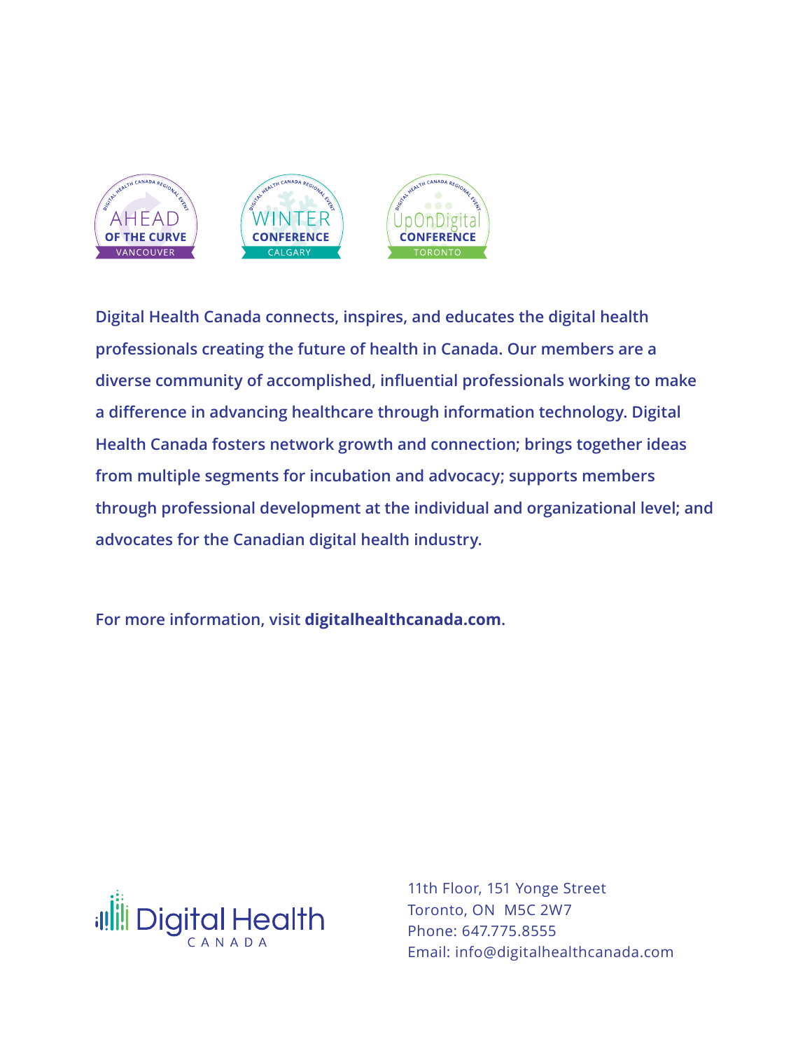AHEAD OF THE CURVE
VANCOUVER

WINTER CONFERENCE
CALGARY

UpOnDigital CONFERENCE
TORONTO

**Digital Health Canada connects, inspires, and educates the digital health professionals creating the future of health in Canada. Our members are a diverse community of accomplished, influential professionals working to make a difference in advancing healthcare through information technology. Digital Health Canada fosters network growth and connection; brings together ideas from multiple segments for incubation and advocacy; supports members through professional development at the individual and organizational level; and advocates for the Canadian digital health industry.**

For more information, visit **digitalhealthcanada.com**.

Digital Health CANADA

11th Floor, 151 Yonge Street
Toronto, ON M5C 2W7
Phone: 647.775.8555
Email: info@digitalhealthcanada.com